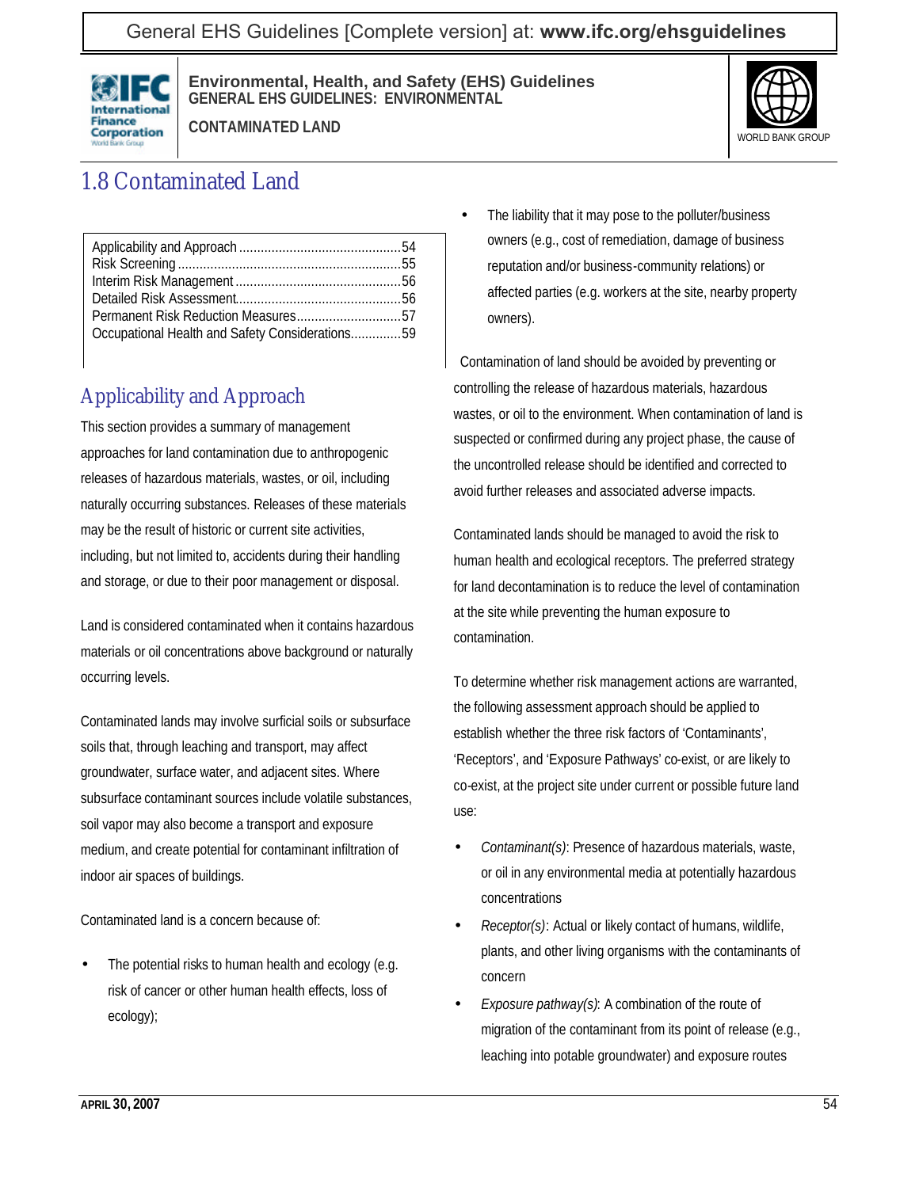# 1.8 Contaminated Land

| | |
|---|---|
| Applicability and Approach | 54 |
| Risk Screening | 55 |
| Interim Risk Management | 56 |
| Detailed Risk Assessment | 56 |
| Permanent Risk Reduction Measures | 57 |
| Occupational Health and Safety Considerations | 59 |

## Applicability and Approach

This section provides a summary of management approaches for land contamination due to anthropogenic releases of hazardous materials, wastes, or oil, including naturally occurring substances. Releases of these materials may be the result of historic or current site activities, including, but not limited to, accidents during their handling and storage, or due to their poor management or disposal.

Land is considered contaminated when it contains hazardous materials or oil concentrations above background or naturally occurring levels.

Contaminated lands may involve surficial soils or subsurface soils that, through leaching and transport, may affect groundwater, surface water, and adjacent sites. Where subsurface contaminant sources include volatile substances, soil vapor may also become a transport and exposure medium, and create potential for contaminant infiltration of indoor air spaces of buildings.

Contaminated land is a concern because of:

- The potential risks to human health and ecology (e.g. risk of cancer or other human health effects, loss of ecology);
- The liability that it may pose to the polluter/business owners (e.g., cost of remediation, damage of business reputation and/or business-community relations) or affected parties (e.g. workers at the site, nearby property owners).

Contamination of land should be avoided by preventing or controlling the release of hazardous materials, hazardous wastes, or oil to the environment. When contamination of land is suspected or confirmed during any project phase, the cause of the uncontrolled release should be identified and corrected to avoid further releases and associated adverse impacts.

Contaminated lands should be managed to avoid the risk to human health and ecological receptors. The preferred strategy for land decontamination is to reduce the level of contamination at the site while preventing the human exposure to contamination.

To determine whether risk management actions are warranted, the following assessment approach should be applied to establish whether the three risk factors of 'Contaminants', 'Receptors', and 'Exposure Pathways' co-exist, or are likely to co-exist, at the project site under current or possible future land use:

- *Contaminant(s)*: Presence of hazardous materials, waste, or oil in any environmental media at potentially hazardous concentrations
- *Receptor(s)*: Actual or likely contact of humans, wildlife, plants, and other living organisms with the contaminants of concern
- *Exposure pathway(s)*: A combination of the route of migration of the contaminant from its point of release (e.g., leaching into potable groundwater) and exposure routes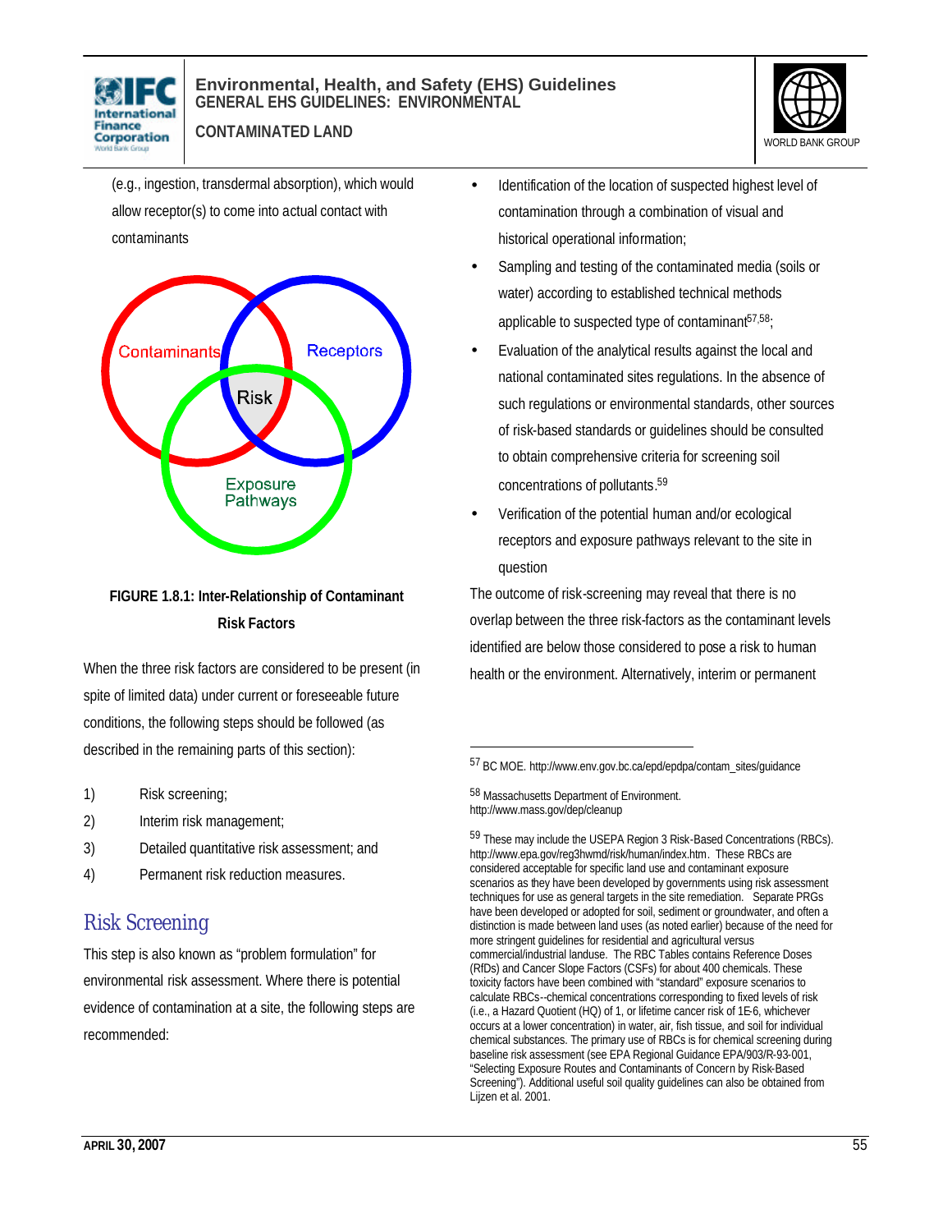(e.g., ingestion, transdermal absorption), which would allow receptor(s) to come into actual contact with contaminants

**FIGURE 1.8.1: Inter-Relationship of Contaminant Risk Factors**

When the three risk factors are considered to be present (in spite of limited data) under current or foreseeable future conditions, the following steps should be followed (as described in the remaining parts of this section):

1) Risk screening;
2) Interim risk management;
3) Detailed quantitative risk assessment; and
4) Permanent risk reduction measures.

## Risk Screening

This step is also known as "problem formulation" for environmental risk assessment. Where there is potential evidence of contamination at a site, the following steps are recommended:

- Identification of the location of suspected highest level of contamination through a combination of visual and historical operational information;
- Sampling and testing of the contaminated media (soils or water) according to established technical methods applicable to suspected type of contaminant[57,58];
- Evaluation of the analytical results against the local and national contaminated sites regulations. In the absence of such regulations or environmental standards, other sources of risk-based standards or guidelines should be consulted to obtain comprehensive criteria for screening soil concentrations of pollutants.[59]
- Verification of the potential human and/or ecological receptors and exposure pathways relevant to the site in question

The outcome of risk-screening may reveal that there is no overlap between the three risk-factors as the contaminant levels identified are below those considered to pose a risk to human health or the environment. Alternatively, interim or permanent

---

[57] BC MOE. http://www.env.gov.bc.ca/epd/epdpa/contam_sites/guidance

[58] Massachusetts Department of Environment. http://www.mass.gov/dep/cleanup

[59] These may include the USEPA Region 3 Risk-Based Concentrations (RBCs). http://www.epa.gov/reg3hwmd/risk/human/index.htm. These RBCs are considered acceptable for specific land use and contaminant exposure scenarios as they have been developed by governments using risk assessment techniques for use as general targets in the site remediation. Separate PRGs have been developed or adopted for soil, sediment or groundwater, and often a distinction is made between land uses (as noted earlier) because of the need for more stringent guidelines for residential and agricultural versus commercial/industrial landuse. The RBC Tables contains Reference Doses (RfDs) and Cancer Slope Factors (CSFs) for about 400 chemicals. These toxicity factors have been combined with "standard" exposure scenarios to calculate RBCs--chemical concentrations corresponding to fixed levels of risk (i.e., a Hazard Quotient (HQ) of 1, or lifetime cancer risk of 1E-6, whichever occurs at a lower concentration) in water, air, fish tissue, and soil for individual chemical substances. The primary use of RBCs is for chemical screening during baseline risk assessment (see EPA Regional Guidance EPA/903/R-93-001, "Selecting Exposure Routes and Contaminants of Concern by Risk-Based Screening"). Additional useful soil quality guidelines can also be obtained from Lijzen et al. 2001.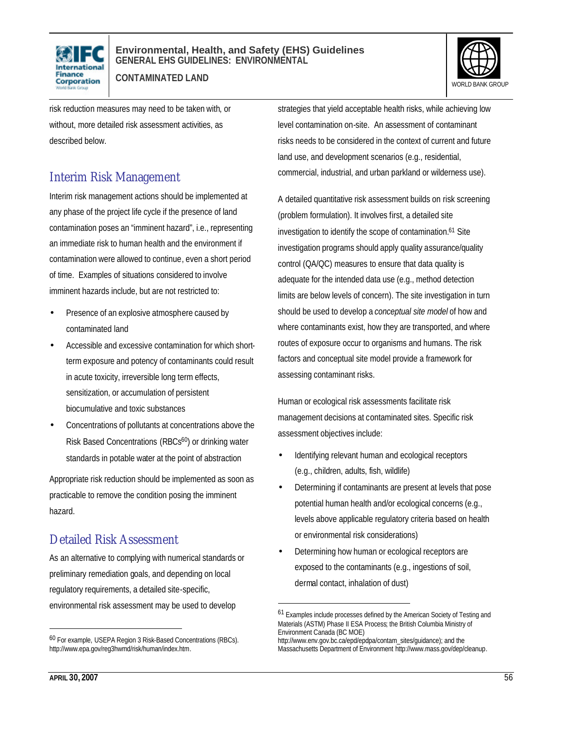risk reduction measures may need to be taken with, or without, more detailed risk assessment activities, as described below.

## Interim Risk Management

Interim risk management actions should be implemented at any phase of the project life cycle if the presence of land contamination poses an "imminent hazard", i.e., representing an immediate risk to human health and the environment if contamination were allowed to continue, even a short period of time. Examples of situations considered to involve imminent hazards include, but are not restricted to:

- Presence of an explosive atmosphere caused by contaminated land
- Accessible and excessive contamination for which short-term exposure and potency of contaminants could result in acute toxicity, irreversible long term effects, sensitization, or accumulation of persistent biocumulative and toxic substances
- Concentrations of pollutants at concentrations above the Risk Based Concentrations (RBCs[60]) or drinking water standards in potable water at the point of abstraction

Appropriate risk reduction should be implemented as soon as practicable to remove the condition posing the imminent hazard.

## Detailed Risk Assessment

As an alternative to complying with numerical standards or preliminary remediation goals, and depending on local regulatory requirements, a detailed site-specific, environmental risk assessment may be used to develop strategies that yield acceptable health risks, while achieving low level contamination on-site. An assessment of contaminant risks needs to be considered in the context of current and future land use, and development scenarios (e.g., residential, commercial, industrial, and urban parkland or wilderness use).

A detailed quantitative risk assessment builds on risk screening (problem formulation). It involves first, a detailed site investigation to identify the scope of contamination.[61] Site investigation programs should apply quality assurance/quality control (QA/QC) measures to ensure that data quality is adequate for the intended data use (e.g., method detection limits are below levels of concern). The site investigation in turn should be used to develop a *conceptual site model* of how and where contaminants exist, how they are transported, and where routes of exposure occur to organisms and humans. The risk factors and conceptual site model provide a framework for assessing contaminant risks.

Human or ecological risk assessments facilitate risk management decisions at contaminated sites. Specific risk assessment objectives include:

- Identifying relevant human and ecological receptors (e.g., children, adults, fish, wildlife)
- Determining if contaminants are present at levels that pose potential human health and/or ecological concerns (e.g., levels above applicable regulatory criteria based on health or environmental risk considerations)
- Determining how human or ecological receptors are exposed to the contaminants (e.g., ingestions of soil, dermal contact, inhalation of dust)

---

[60] For example, USEPA Region 3 Risk-Based Concentrations (RBCs). http://www.epa.gov/reg3hwmd/risk/human/index.htm.

[61] Examples include processes defined by the American Society of Testing and Materials (ASTM) Phase II ESA Process; the British Columbia Ministry of Environment Canada (BC MOE) http://www.env.gov.bc.ca/epd/epdpa/contam_sites/guidance); and the Massachusetts Department of Environment http://www.mass.gov/dep/cleanup.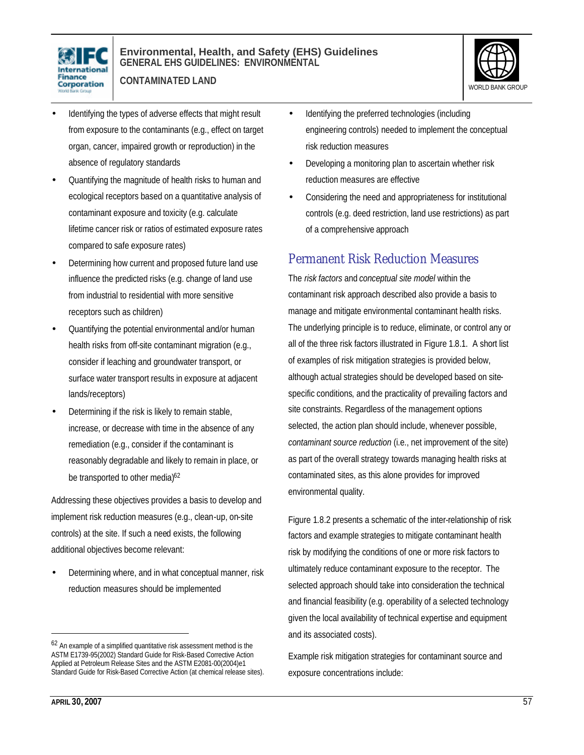- Identifying the types of adverse effects that might result from exposure to the contaminants (e.g., effect on target organ, cancer, impaired growth or reproduction) in the absence of regulatory standards
- Quantifying the magnitude of health risks to human and ecological receptors based on a quantitative analysis of contaminant exposure and toxicity (e.g. calculate lifetime cancer risk or ratios of estimated exposure rates compared to safe exposure rates)
- Determining how current and proposed future land use influence the predicted risks (e.g. change of land use from industrial to residential with more sensitive receptors such as children)
- Quantifying the potential environmental and/or human health risks from off-site contaminant migration (e.g., consider if leaching and groundwater transport, or surface water transport results in exposure at adjacent lands/receptors)
- Determining if the risk is likely to remain stable, increase, or decrease with time in the absence of any remediation (e.g., consider if the contaminant is reasonably degradable and likely to remain in place, or be transported to other media)[62]

Addressing these objectives provides a basis to develop and implement risk reduction measures (e.g., clean-up, on-site controls) at the site. If such a need exists, the following additional objectives become relevant:

- Determining where, and in what conceptual manner, risk reduction measures should be implemented
- Identifying the preferred technologies (including engineering controls) needed to implement the conceptual risk reduction measures
- Developing a monitoring plan to ascertain whether risk reduction measures are effective
- Considering the need and appropriateness for institutional controls (e.g. deed restriction, land use restrictions) as part of a comprehensive approach

## Permanent Risk Reduction Measures

The *risk factors* and *conceptual site model* within the contaminant risk approach described also provide a basis to manage and mitigate environmental contaminant health risks. The underlying principle is to reduce, eliminate, or control any or all of the three risk factors illustrated in Figure 1.8.1. A short list of examples of risk mitigation strategies is provided below, although actual strategies should be developed based on site-specific conditions, and the practicality of prevailing factors and site constraints. Regardless of the management options selected, the action plan should include, whenever possible, *contaminant source reduction* (i.e., net improvement of the site) as part of the overall strategy towards managing health risks at contaminated sites, as this alone provides for improved environmental quality.

Figure 1.8.2 presents a schematic of the inter-relationship of risk factors and example strategies to mitigate contaminant health risk by modifying the conditions of one or more risk factors to ultimately reduce contaminant exposure to the receptor. The selected approach should take into consideration the technical and financial feasibility (e.g. operability of a selected technology given the local availability of technical expertise and equipment and its associated costs).

Example risk mitigation strategies for contaminant source and exposure concentrations include:

---

[62] An example of a simplified quantitative risk assessment method is the ASTM E1739-95(2002) Standard Guide for Risk-Based Corrective Action Applied at Petroleum Release Sites and the ASTM E2081-00(2004)e1 Standard Guide for Risk-Based Corrective Action (at chemical release sites).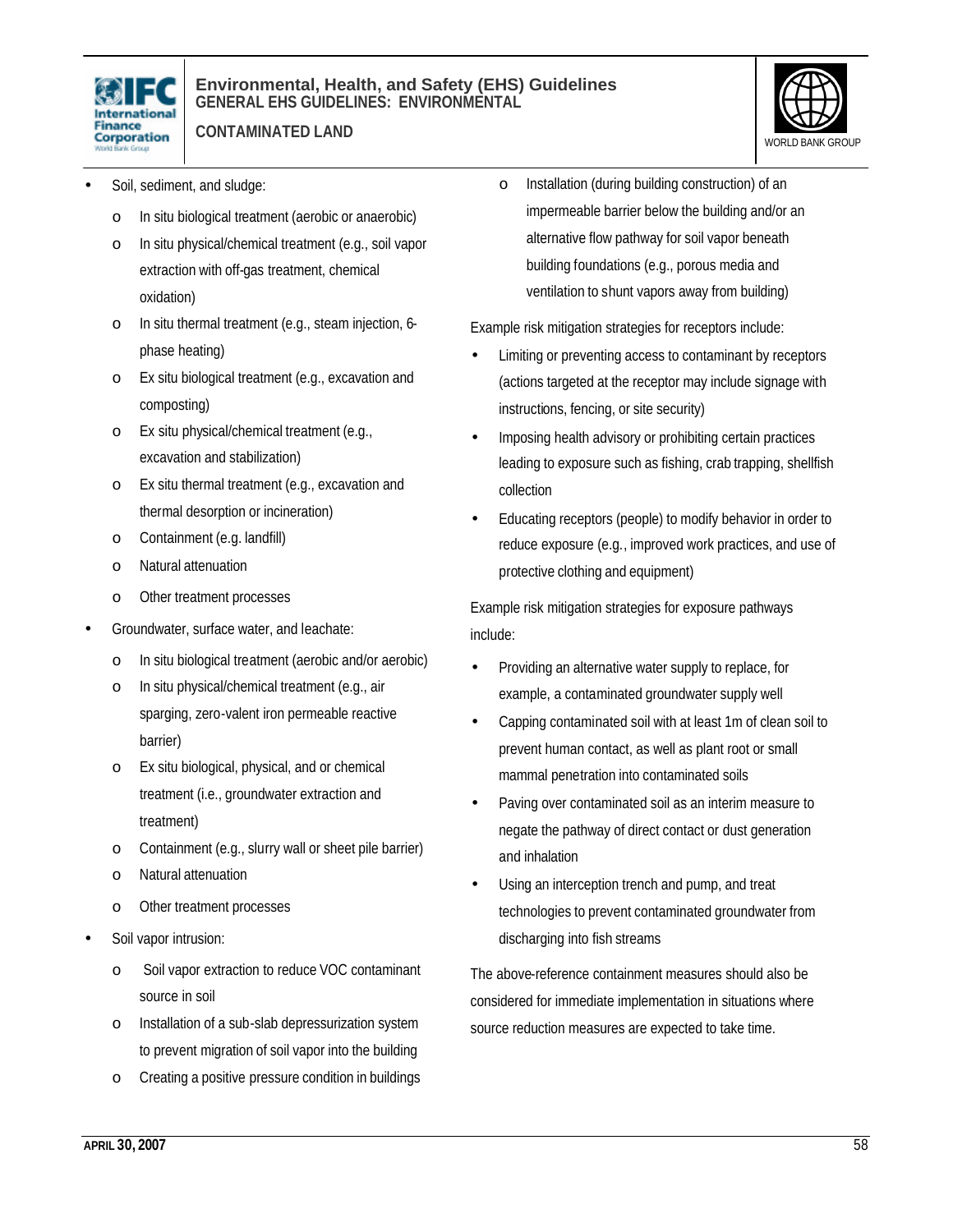- Soil, sediment, and sludge:
    - In situ biological treatment (aerobic or anaerobic)
    - In situ physical/chemical treatment (e.g., soil vapor extraction with off-gas treatment, chemical oxidation)
    - In situ thermal treatment (e.g., steam injection, 6-phase heating)
    - Ex situ biological treatment (e.g., excavation and composting)
    - Ex situ physical/chemical treatment (e.g., excavation and stabilization)
    - Ex situ thermal treatment (e.g., excavation and thermal desorption or incineration)
    - Containment (e.g. landfill)
    - Natural attenuation
    - Other treatment processes
- Groundwater, surface water, and leachate:
    - In situ biological treatment (aerobic and/or aerobic)
    - In situ physical/chemical treatment (e.g., air sparging, zero-valent iron permeable reactive barrier)
    - Ex situ biological, physical, and or chemical treatment (i.e., groundwater extraction and treatment)
    - Containment (e.g., slurry wall or sheet pile barrier)
    - Natural attenuation
    - Other treatment processes
- Soil vapor intrusion:
    - Soil vapor extraction to reduce VOC contaminant source in soil
    - Installation of a sub-slab depressurization system to prevent migration of soil vapor into the building
    - Creating a positive pressure condition in buildings
    - Installation (during building construction) of an impermeable barrier below the building and/or an alternative flow pathway for soil vapor beneath building foundations (e.g., porous media and ventilation to shunt vapors away from building)

Example risk mitigation strategies for receptors include:

- Limiting or preventing access to contaminant by receptors (actions targeted at the receptor may include signage with instructions, fencing, or site security)
- Imposing health advisory or prohibiting certain practices leading to exposure such as fishing, crab trapping, shellfish collection
- Educating receptors (people) to modify behavior in order to reduce exposure (e.g., improved work practices, and use of protective clothing and equipment)

Example risk mitigation strategies for exposure pathways include:

- Providing an alternative water supply to replace, for example, a contaminated groundwater supply well
- Capping contaminated soil with at least 1m of clean soil to prevent human contact, as well as plant root or small mammal penetration into contaminated soils
- Paving over contaminated soil as an interim measure to negate the pathway of direct contact or dust generation and inhalation
- Using an interception trench and pump, and treat technologies to prevent contaminated groundwater from discharging into fish streams

The above-reference containment measures should also be considered for immediate implementation in situations where source reduction measures are expected to take time.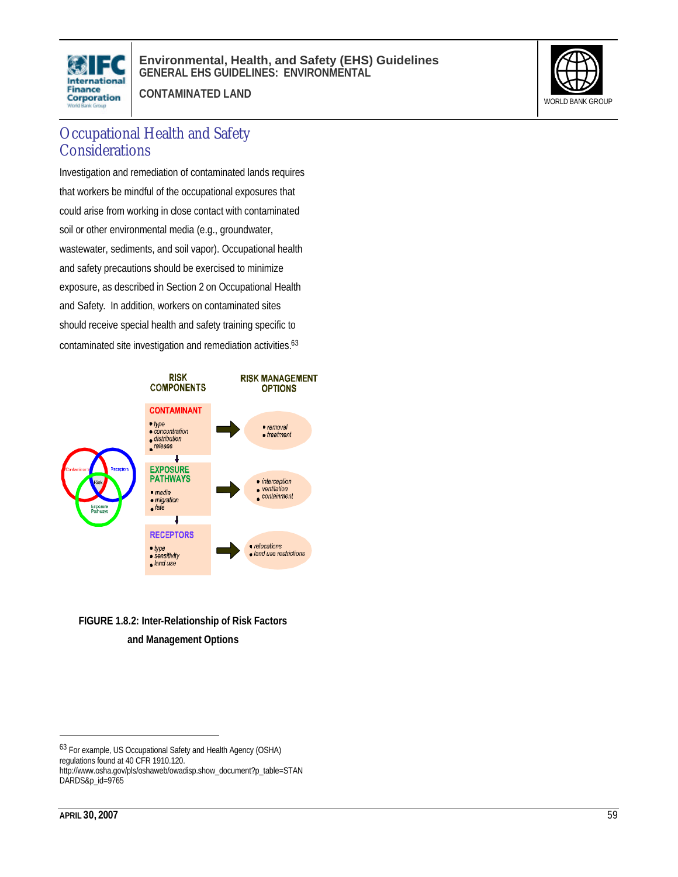## Occupational Health and Safety Considerations

Investigation and remediation of contaminated lands requires that workers be mindful of the occupational exposures that could arise from working in close contact with contaminated soil or other environmental media (e.g., groundwater, wastewater, sediments, and soil vapor). Occupational health and safety precautions should be exercised to minimize exposure, as described in Section 2 on Occupational Health and Safety. In addition, workers on contaminated sites should receive special health and safety training specific to contaminated site investigation and remediation activities.[63]

RISK COMPONENTS

RISK MANAGEMENT OPTIONS

CONTAMINANT
- type
- concentration
- distribution
- release

- removal
- treatment

EXPOSURE PATHWAYS
- media
- migration
- fate

- interception
- ventilation
- containment

RECEPTORS
- type
- sensitivity
- land use

- relocations
- land use restrictions

Contaminants

Receptors

Risk

Exposure Pathways

**FIGURE 1.8.2: Inter-Relationship of Risk Factors and Management Options**

---

[63] For example, US Occupational Safety and Health Agency (OSHA) regulations found at 40 CFR 1910.120. http://www.osha.gov/pls/oshaweb/owadisp.show_document?p_table=STANDARDS&p_id=9765